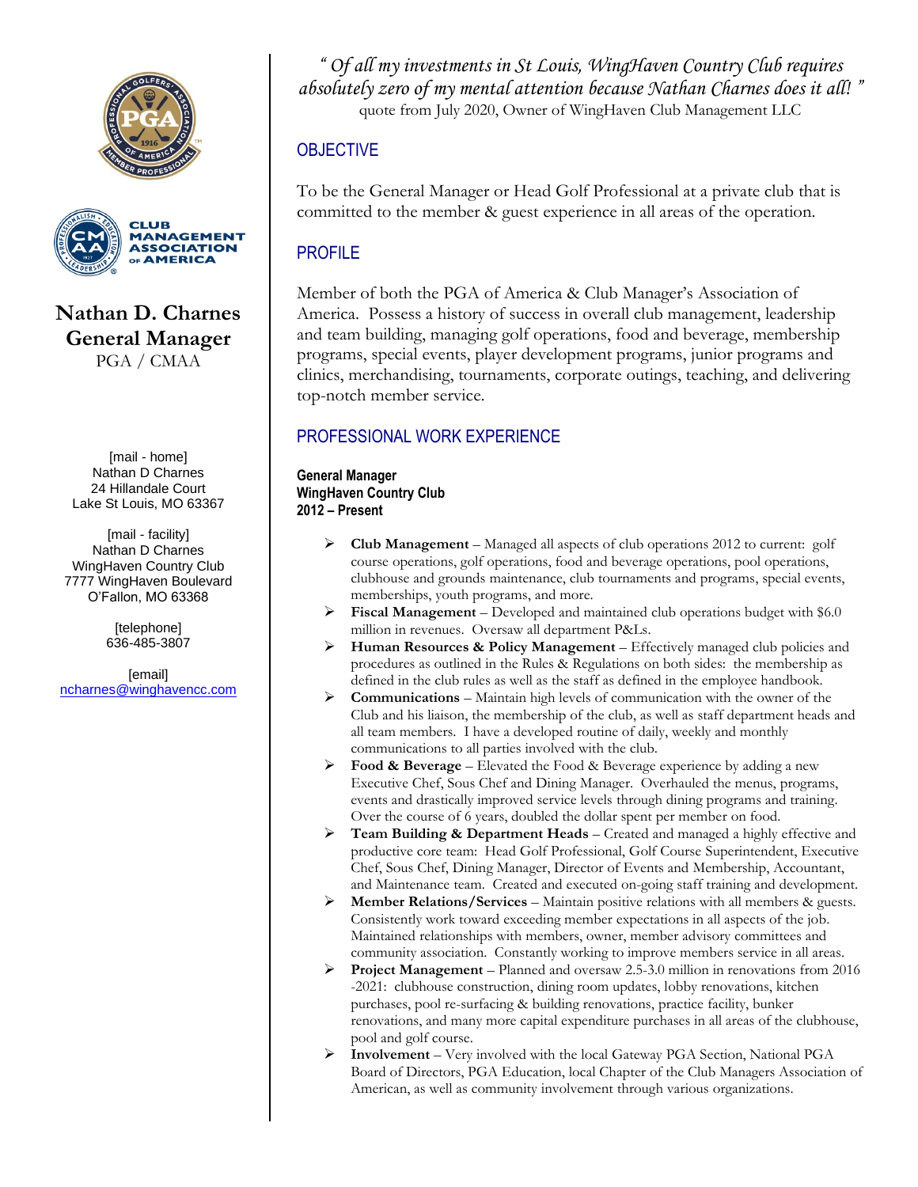# Nathan D. Charnes
## General Manager
PGA / CMAA

[mail - home]
Nathan D Charnes
24 Hillandale Court
Lake St Louis, MO 63367

[mail - facility]
Nathan D Charnes
WingHaven Country Club
7777 WingHaven Boulevard
O'Fallon, MO 63368

[telephone]
636-485-3807

[email]
ncharnes@winghavencc.com

*" Of all my investments in St Louis, WingHaven Country Club requires absolutely zero of my mental attention because Nathan Charnes does it all! "*
quote from July 2020, Owner of WingHaven Club Management LLC

## OBJECTIVE

To be the General Manager or Head Golf Professional at a private club that is committed to the member & guest experience in all areas of the operation.

## PROFILE

Member of both the PGA of America & Club Manager's Association of America. Possess a history of success in overall club management, leadership and team building, managing golf operations, food and beverage, membership programs, special events, player development programs, junior programs and clinics, merchandising, tournaments, corporate outings, teaching, and delivering top-notch member service.

## PROFESSIONAL WORK EXPERIENCE

**General Manager**
**WingHaven Country Club**
**2012 – Present**

- **Club Management** – Managed all aspects of club operations 2012 to current: golf course operations, golf operations, food and beverage operations, pool operations, clubhouse and grounds maintenance, club tournaments and programs, special events, memberships, youth programs, and more.
- **Fiscal Management** – Developed and maintained club operations budget with $6.0 million in revenues. Oversaw all department P&Ls.
- **Human Resources & Policy Management** – Effectively managed club policies and procedures as outlined in the Rules & Regulations on both sides: the membership as defined in the club rules as well as the staff as defined in the employee handbook.
- **Communications** – Maintain high levels of communication with the owner of the Club and his liaison, the membership of the club, as well as staff department heads and all team members. I have a developed routine of daily, weekly and monthly communications to all parties involved with the club.
- **Food & Beverage** – Elevated the Food & Beverage experience by adding a new Executive Chef, Sous Chef and Dining Manager. Overhauled the menus, programs, events and drastically improved service levels through dining programs and training. Over the course of 6 years, doubled the dollar spent per member on food.
- **Team Building & Department Heads** – Created and managed a highly effective and productive core team: Head Golf Professional, Golf Course Superintendent, Executive Chef, Sous Chef, Dining Manager, Director of Events and Membership, Accountant, and Maintenance team. Created and executed on-going staff training and development.
- **Member Relations/Services** – Maintain positive relations with all members & guests. Consistently work toward exceeding member expectations in all aspects of the job. Maintained relationships with members, owner, member advisory committees and community association. Constantly working to improve members service in all areas.
- **Project Management** – Planned and oversaw 2.5-3.0 million in renovations from 2016 -2021: clubhouse construction, dining room updates, lobby renovations, kitchen purchases, pool re-surfacing & building renovations, practice facility, bunker renovations, and many more capital expenditure purchases in all areas of the clubhouse, pool and golf course.
- **Involvement** – Very involved with the local Gateway PGA Section, National PGA Board of Directors, PGA Education, local Chapter of the Club Managers Association of American, as well as community involvement through various organizations.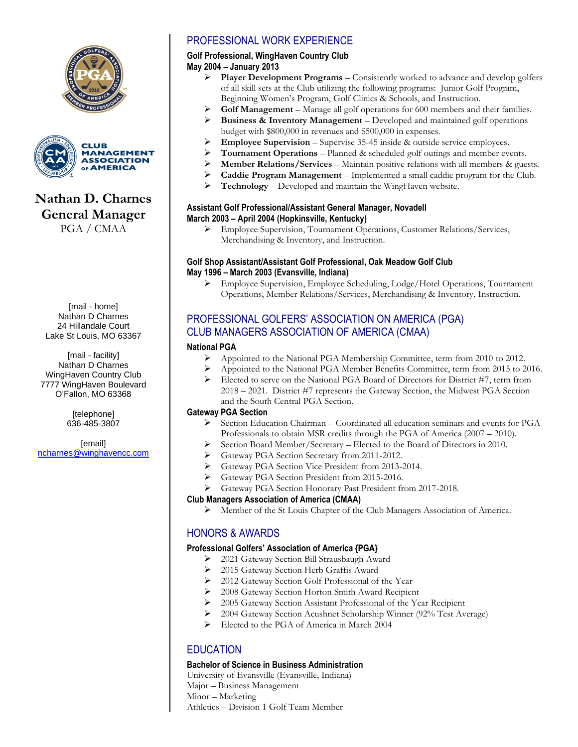**Nathan D. Charnes**
**General Manager**
PGA / CMAA

[mail - home]
Nathan D Charnes
24 Hillandale Court
Lake St Louis, MO 63367

[mail - facility]
Nathan D Charnes
WingHaven Country Club
7777 WingHaven Boulevard
O'Fallon, MO 63368

[telephone]
636-485-3807

[email]
ncharnes@winghavencc.com

## PROFESSIONAL WORK EXPERIENCE

### Golf Professional, WingHaven Country Club
**May 2004 – January 2013**

- **Player Development Programs** – Consistently worked to advance and develop golfers of all skill sets at the Club utilizing the following programs: Junior Golf Program, Beginning Women's Program, Golf Clinics & Schools, and Instruction.
- **Golf Management** – Manage all golf operations for 600 members and their families.
- **Business & Inventory Management** – Developed and maintained golf operations budget with $800,000 in revenues and $500,000 in expenses.
- **Employee Supervision** – Supervise 35-45 inside & outside service employees.
- **Tournament Operations** – Planned & scheduled golf outings and member events.
- **Member Relations/Services** – Maintain positive relations with all members & guests.
- **Caddie Program Management** – Implemented a small caddie program for the Club.
- **Technology** – Developed and maintain the WingHaven website.

### Assistant Golf Professional/Assistant General Manager, Novadell
**March 2003 – April 2004 (Hopkinsville, Kentucky)**

- Employee Supervision, Tournament Operations, Customer Relations/Services, Merchandising & Inventory, and Instruction.

### Golf Shop Assistant/Assistant Golf Professional, Oak Meadow Golf Club
**May 1996 – March 2003 (Evansville, Indiana)**

- Employee Supervision, Employee Scheduling, Lodge/Hotel Operations, Tournament Operations, Member Relations/Services, Merchandising & Inventory, Instruction.

## PROFESSIONAL GOLFERS' ASSOCIATION ON AMERICA (PGA)
## CLUB MANAGERS ASSOCIATION OF AMERICA (CMAA)

### National PGA

- Appointed to the National PGA Membership Committee, term from 2010 to 2012.
- Appointed to the National PGA Member Benefits Committee, term from 2015 to 2016.
- Elected to serve on the National PGA Board of Directors for District #7, term from 2018 – 2021. District #7 represents the Gateway Section, the Midwest PGA Section and the South Central PGA Section.

### Gateway PGA Section

- Section Education Chairman – Coordinated all education seminars and events for PGA Professionals to obtain MSR credits through the PGA of America (2007 – 2010).
- Section Board Member/Secretary – Elected to the Board of Directors in 2010.
- Gateway PGA Section Secretary from 2011-2012.
- Gateway PGA Section Vice President from 2013-2014.
- Gateway PGA Section President from 2015-2016.
- Gateway PGA Section Honorary Past President from 2017-2018.

### Club Managers Association of America (CMAA)

- Member of the St Louis Chapter of the Club Managers Association of America.

## HONORS & AWARDS

### Professional Golfers' Association of America {PGA}

- 2021 Gateway Section Bill Strausbaugh Award
- 2015 Gateway Section Herb Graffis Award
- 2012 Gateway Section Golf Professional of the Year
- 2008 Gateway Section Horton Smith Award Recipient
- 2005 Gateway Section Assistant Professional of the Year Recipient
- 2004 Gateway Section Acushnet Scholarship Winner (92% Test Average)
- Elected to the PGA of America in March 2004

## EDUCATION

### Bachelor of Science in Business Administration
University of Evansville (Evansville, Indiana)
Major – Business Management
Minor – Marketing
Athletics – Division 1 Golf Team Member